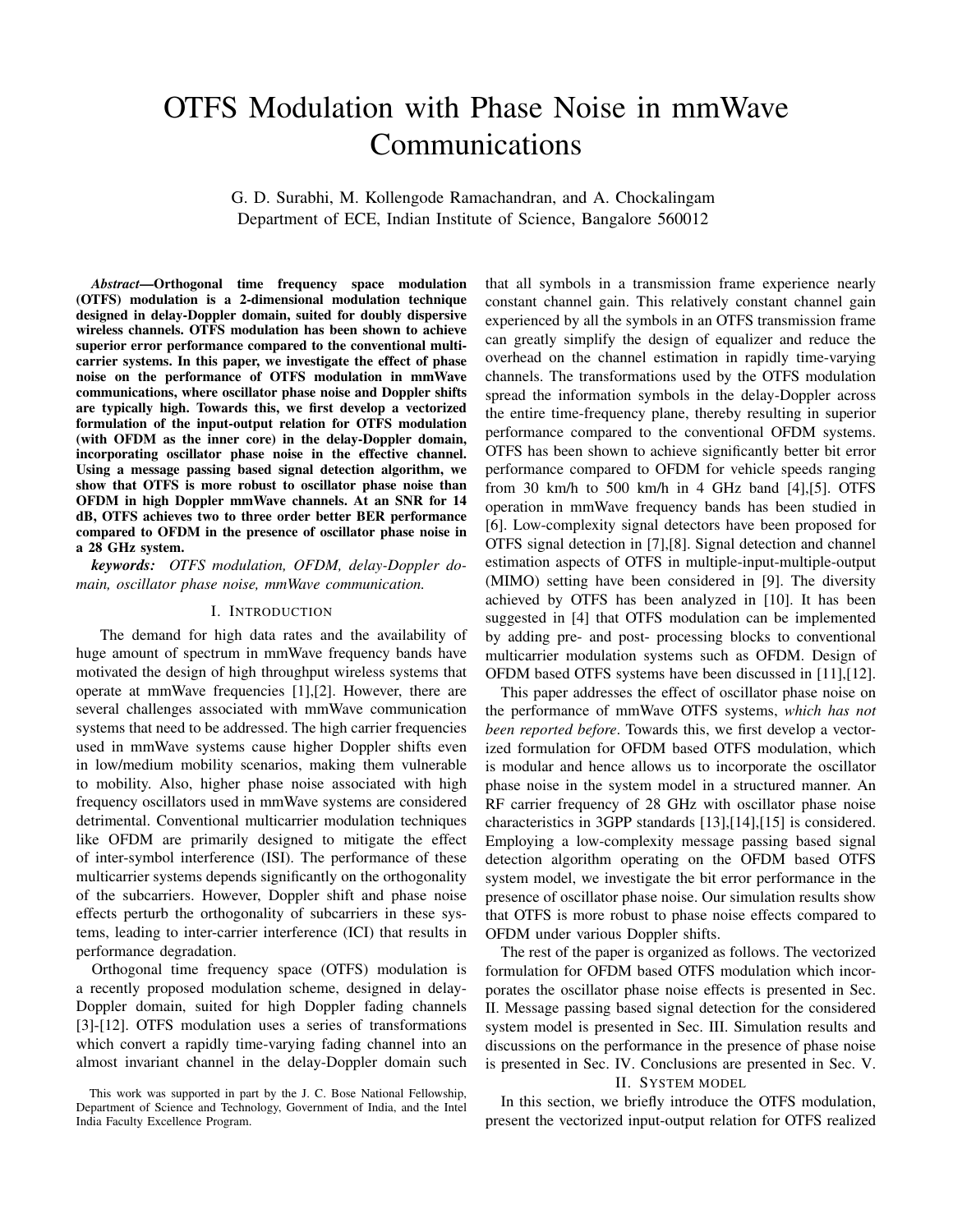# OTFS Modulation with Phase Noise in mmWave Communications

G. D. Surabhi, M. Kollengode Ramachandran, and A. Chockalingam
Department of ECE, Indian Institute of Science, Bangalore 560012

***Abstract*—Orthogonal time frequency space modulation (OTFS) modulation is a 2-dimensional modulation technique designed in delay-Doppler domain, suited for doubly dispersive wireless channels. OTFS modulation has been shown to achieve superior error performance compared to the conventional multi-carrier systems. In this paper, we investigate the effect of phase noise on the performance of OTFS modulation in mmWave communications, where oscillator phase noise and Doppler shifts are typically high. Towards this, we first develop a vectorized formulation of the input-output relation for OTFS modulation (with OFDM as the inner core) in the delay-Doppler domain, incorporating oscillator phase noise in the effective channel. Using a message passing based signal detection algorithm, we show that OTFS is more robust to oscillator phase noise than OFDM in high Doppler mmWave channels. At an SNR for 14 dB, OTFS achieves two to three order better BER performance compared to OFDM in the presence of oscillator phase noise in a 28 GHz system.**

***keywords:*** *OTFS modulation, OFDM, delay-Doppler domain, oscillator phase noise, mmWave communication.*

## I. Introduction

The demand for high data rates and the availability of huge amount of spectrum in mmWave frequency bands have motivated the design of high throughput wireless systems that operate at mmWave frequencies [1],[2]. However, there are several challenges associated with mmWave communication systems that need to be addressed. The high carrier frequencies used in mmWave systems cause higher Doppler shifts even in low/medium mobility scenarios, making them vulnerable to mobility. Also, higher phase noise associated with high frequency oscillators used in mmWave systems are considered detrimental. Conventional multicarrier modulation techniques like OFDM are primarily designed to mitigate the effect of inter-symbol interference (ISI). The performance of these multicarrier systems depends significantly on the orthogonality of the subcarriers. However, Doppler shift and phase noise effects perturb the orthogonality of subcarriers in these systems, leading to inter-carrier interference (ICI) that results in performance degradation.

Orthogonal time frequency space (OTFS) modulation is a recently proposed modulation scheme, designed in delay-Doppler domain, suited for high Doppler fading channels [3]-[12]. OTFS modulation uses a series of transformations which convert a rapidly time-varying fading channel into an almost invariant channel in the delay-Doppler domain such that all symbols in a transmission frame experience nearly constant channel gain. This relatively constant channel gain experienced by all the symbols in an OTFS transmission frame can greatly simplify the design of equalizer and reduce the overhead on the channel estimation in rapidly time-varying channels. The transformations used by the OTFS modulation spread the information symbols in the delay-Doppler across the entire time-frequency plane, thereby resulting in superior performance compared to the conventional OFDM systems. OTFS has been shown to achieve significantly better bit error performance compared to OFDM for vehicle speeds ranging from 30 km/h to 500 km/h in 4 GHz band [4],[5]. OTFS operation in mmWave frequency bands has been studied in [6]. Low-complexity signal detectors have been proposed for OTFS signal detection in [7],[8]. Signal detection and channel estimation aspects of OTFS in multiple-input-multiple-output (MIMO) setting have been considered in [9]. The diversity achieved by OTFS has been analyzed in [10]. It has been suggested in [4] that OTFS modulation can be implemented by adding pre- and post- processing blocks to conventional multicarrier modulation systems such as OFDM. Design of OFDM based OTFS systems have been discussed in [11],[12].

This paper addresses the effect of oscillator phase noise on the performance of mmWave OTFS systems, *which has not been reported before*. Towards this, we first develop a vectorized formulation for OFDM based OTFS modulation, which is modular and hence allows us to incorporate the oscillator phase noise in the system model in a structured manner. An RF carrier frequency of 28 GHz with oscillator phase noise characteristics in 3GPP standards [13],[14],[15] is considered. Employing a low-complexity message passing based signal detection algorithm operating on the OFDM based OTFS system model, we investigate the bit error performance in the presence of oscillator phase noise. Our simulation results show that OTFS is more robust to phase noise effects compared to OFDM under various Doppler shifts.

The rest of the paper is organized as follows. The vectorized formulation for OFDM based OTFS modulation which incorporates the oscillator phase noise effects is presented in Sec. II. Message passing based signal detection for the considered system model is presented in Sec. III. Simulation results and discussions on the performance in the presence of phase noise is presented in Sec. IV. Conclusions are presented in Sec. V.

## II. System model

In this section, we briefly introduce the OTFS modulation, present the vectorized input-output relation for OTFS realized

This work was supported in part by the J. C. Bose National Fellowship, Department of Science and Technology, Government of India, and the Intel India Faculty Excellence Program.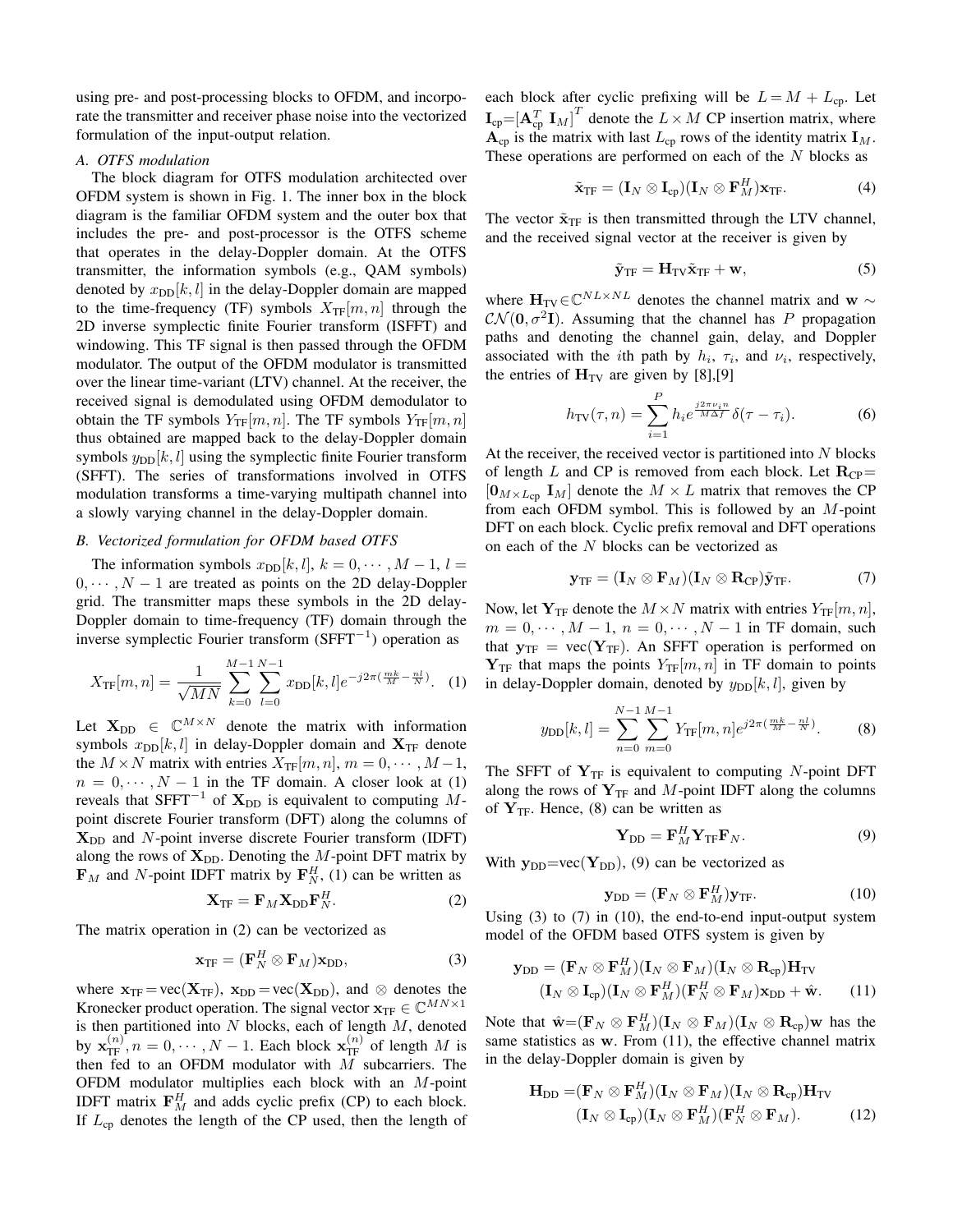using pre- and post-processing blocks to OFDM, and incorporate the transmitter and receiver phase noise into the vectorized formulation of the input-output relation.

### A. OTFS modulation

The block diagram for OTFS modulation architected over OFDM system is shown in Fig. 1. The inner box in the block diagram is the familiar OFDM system and the outer box that includes the pre- and post-processor is the OTFS scheme that operates in the delay-Doppler domain. At the OTFS transmitter, the information symbols (e.g., QAM symbols) denoted by $x_{\text{DD}}[k,l]$ in the delay-Doppler domain are mapped to the time-frequency (TF) symbols $X_{\text{TF}}[m,n]$ through the 2D inverse symplectic finite Fourier transform (ISFFT) and windowing. This TF signal is then passed through the OFDM modulator. The output of the OFDM modulator is transmitted over the linear time-variant (LTV) channel. At the receiver, the received signal is demodulated using OFDM demodulator to obtain the TF symbols $Y_{\text{TF}}[m,n]$. The TF symbols $Y_{\text{TF}}[m,n]$ thus obtained are mapped back to the delay-Doppler domain symbols $y_{\text{DD}}[k,l]$ using the symplectic finite Fourier transform (SFFT). The series of transformations involved in OTFS modulation transforms a time-varying multipath channel into a slowly varying channel in the delay-Doppler domain.

### B. Vectorized formulation for OFDM based OTFS

The information symbols $x_{\text{DD}}[k,l]$, $k=0,\cdots,M-1$, $l=0,\cdots,N-1$ are treated as points on the 2D delay-Doppler grid. The transmitter maps these symbols in the 2D delay-Doppler domain to time-frequency (TF) domain through the inverse symplectic Fourier transform ($\text{SFFT}^{-1}$) operation as

$$X_{\text{TF}}[m,n]=\frac{1}{\sqrt{MN}}\sum_{k=0}^{M-1}\sum_{l=0}^{N-1}x_{\text{DD}}[k,l]e^{-j2\pi(\frac{mk}{M}-\frac{nl}{N})}. \quad (1)$$

Let $\mathbf{X}_{\text{DD}}\in\mathbb{C}^{M\times N}$ denote the matrix with information symbols $x_{\text{DD}}[k,l]$ in delay-Doppler domain and $\mathbf{X}_{\text{TF}}$ denote the $M\times N$ matrix with entries $X_{\text{TF}}[m,n]$, $m=0,\cdots,M-1$, $n=0,\cdots,N-1$ in the TF domain. A closer look at (1) reveals that $\text{SFFT}^{-1}$ of $\mathbf{X}_{\text{DD}}$ is equivalent to computing $M$-point discrete Fourier transform (DFT) along the columns of $\mathbf{X}_{\text{DD}}$ and $N$-point inverse discrete Fourier transform (IDFT) along the rows of $\mathbf{X}_{\text{DD}}$. Denoting the $M$-point DFT matrix by $\mathbf{F}_M$ and $N$-point IDFT matrix by $\mathbf{F}_N^H$, (1) can be written as

$$\mathbf{X}_{\text{TF}}=\mathbf{F}_M\mathbf{X}_{\text{DD}}\mathbf{F}_N^H. \quad (2)$$

The matrix operation in (2) can be vectorized as

$$\mathbf{x}_{\text{TF}}=(\mathbf{F}_N^H\otimes\mathbf{F}_M)\mathbf{x}_{\text{DD}}, \quad (3)$$

where $\mathbf{x}_{\text{TF}}=\text{vec}(\mathbf{X}_{\text{TF}})$, $\mathbf{x}_{\text{DD}}=\text{vec}(\mathbf{X}_{\text{DD}})$, and $\otimes$ denotes the Kronecker product operation. The signal vector $\mathbf{x}_{\text{TF}}\in\mathbb{C}^{MN\times 1}$ is then partitioned into $N$ blocks, each of length $M$, denoted by $\mathbf{x}_{\text{TF}}^{(n)}, n=0,\cdots,N-1$. Each block $\mathbf{x}_{\text{TF}}^{(n)}$ of length $M$ is then fed to an OFDM modulator with $M$ subcarriers. The OFDM modulator multiplies each block with an $M$-point IDFT matrix $\mathbf{F}_M^H$ and adds cyclic prefix (CP) to each block. If $L_{\text{cp}}$ denotes the length of the CP used, then the length of each block after cyclic prefixing will be $L=M+L_{\text{cp}}$. Let $\mathbf{I}_{\text{cp}}=[\mathbf{A}_{\text{cp}}^T\ \mathbf{I}_M]^T$ denote the $L\times M$ CP insertion matrix, where $\mathbf{A}_{\text{cp}}$ is the matrix with last $L_{\text{cp}}$ rows of the identity matrix $\mathbf{I}_M$. These operations are performed on each of the $N$ blocks as

$$\tilde{\mathbf{x}}_{\text{TF}}=(\mathbf{I}_N\otimes\mathbf{I}_{\text{cp}})(\mathbf{I}_N\otimes\mathbf{F}_M^H)\mathbf{x}_{\text{TF}}. \quad (4)$$

The vector $\tilde{\mathbf{x}}_{\text{TF}}$ is then transmitted through the LTV channel, and the received signal vector at the receiver is given by

$$\tilde{\mathbf{y}}_{\text{TF}}=\mathbf{H}_{\text{TV}}\tilde{\mathbf{x}}_{\text{TF}}+\mathbf{w}, \quad (5)$$

where $\mathbf{H}_{\text{TV}}\in\mathbb{C}^{NL\times NL}$ denotes the channel matrix and $\mathbf{w}\sim\mathcal{CN}(\mathbf{0},\sigma^2\mathbf{I})$. Assuming that the channel has $P$ propagation paths and denoting the channel gain, delay, and Doppler associated with the $i$th path by $h_i$, $\tau_i$, and $\nu_i$, respectively, the entries of $\mathbf{H}_{\text{TV}}$ are given by [8],[9]

$$h_{\text{TV}}(\tau,n)=\sum_{i=1}^{P}h_ie^{\frac{j2\pi\nu_in}{M\Delta f}}\delta(\tau-\tau_i). \quad (6)$$

At the receiver, the received vector is partitioned into $N$ blocks of length $L$ and CP is removed from each block. Let $\mathbf{R}_{\text{CP}}=[\mathbf{0}_{M\times L_{\text{cp}}}\ \mathbf{I}_M]$ denote the $M\times L$ matrix that removes the CP from each OFDM symbol. This is followed by an $M$-point DFT on each block. Cyclic prefix removal and DFT operations on each of the $N$ blocks can be vectorized as

$$\mathbf{y}_{\text{TF}}=(\mathbf{I}_N\otimes\mathbf{F}_M)(\mathbf{I}_N\otimes\mathbf{R}_{\text{CP}})\tilde{\mathbf{y}}_{\text{TF}}. \quad (7)$$

Now, let $\mathbf{Y}_{\text{TF}}$ denote the $M\times N$ matrix with entries $Y_{\text{TF}}[m,n]$, $m=0,\cdots,M-1$, $n=0,\cdots,N-1$ in TF domain, such that $\mathbf{y}_{\text{TF}}=\text{vec}(\mathbf{Y}_{\text{TF}})$. An SFFT operation is performed on $\mathbf{Y}_{\text{TF}}$ that maps the points $Y_{\text{TF}}[m,n]$ in TF domain to points in delay-Doppler domain, denoted by $y_{\text{DD}}[k,l]$, given by

$$y_{\text{DD}}[k,l]=\sum_{n=0}^{N-1}\sum_{m=0}^{M-1}Y_{\text{TF}}[m,n]e^{j2\pi(\frac{mk}{M}-\frac{nl}{N})}. \quad (8)$$

The SFFT of $\mathbf{Y}_{\text{TF}}$ is equivalent to computing $N$-point DFT along the rows of $\mathbf{Y}_{\text{TF}}$ and $M$-point IDFT along the columns of $\mathbf{Y}_{\text{TF}}$. Hence, (8) can be written as

$$\mathbf{Y}_{\text{DD}}=\mathbf{F}_M^H\mathbf{Y}_{\text{TF}}\mathbf{F}_N. \quad (9)$$

With $\mathbf{y}_{\text{DD}}=\text{vec}(\mathbf{Y}_{\text{DD}})$, (9) can be vectorized as

$$\mathbf{y}_{\text{DD}}=(\mathbf{F}_N\otimes\mathbf{F}_M^H)\mathbf{y}_{\text{TF}}. \quad (10)$$

Using (3) to (7) in (10), the end-to-end input-output system model of the OFDM based OTFS system is given by

$$\begin{aligned}\mathbf{y}_{\text{DD}}=&(\mathbf{F}_N\otimes\mathbf{F}_M^H)(\mathbf{I}_N\otimes\mathbf{F}_M)(\mathbf{I}_N\otimes\mathbf{R}_{\text{cp}})\mathbf{H}_{\text{TV}}\\&(\mathbf{I}_N\otimes\mathbf{I}_{\text{cp}})(\mathbf{I}_N\otimes\mathbf{F}_M^H)(\mathbf{F}_N^H\otimes\mathbf{F}_M)\mathbf{x}_{\text{DD}}+\hat{\mathbf{w}}. \quad (11)\end{aligned}$$

Note that $\hat{\mathbf{w}}=(\mathbf{F}_N\otimes\mathbf{F}_M^H)(\mathbf{I}_N\otimes\mathbf{F}_M)(\mathbf{I}_N\otimes\mathbf{R}_{\text{cp}})\mathbf{w}$ has the same statistics as $\mathbf{w}$. From (11), the effective channel matrix in the delay-Doppler domain is given by

$$\begin{aligned}\mathbf{H}_{\text{DD}}=&(\mathbf{F}_N\otimes\mathbf{F}_M^H)(\mathbf{I}_N\otimes\mathbf{F}_M)(\mathbf{I}_N\otimes\mathbf{R}_{\text{cp}})\mathbf{H}_{\text{TV}}\\&(\mathbf{I}_N\otimes\mathbf{I}_{\text{cp}})(\mathbf{I}_N\otimes\mathbf{F}_M^H)(\mathbf{F}_N^H\otimes\mathbf{F}_M). \quad (12)\end{aligned}$$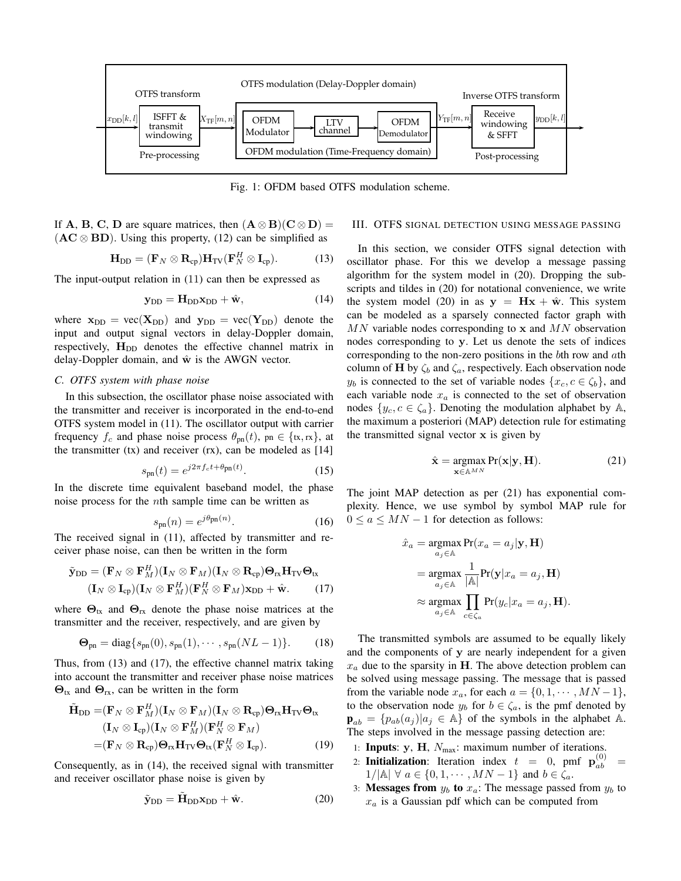Fig. 1: OFDM based OTFS modulation scheme.

If $\mathbf{A}$, $\mathbf{B}$, $\mathbf{C}$, $\mathbf{D}$ are square matrices, then $(\mathbf{A} \otimes \mathbf{B})(\mathbf{C} \otimes \mathbf{D}) = (\mathbf{AC} \otimes \mathbf{BD})$. Using this property, (12) can be simplified as

$$\mathbf{H}_{\text{DD}} = (\mathbf{F}_N \otimes \mathbf{R}_{\text{cp}})\mathbf{H}_{\text{TV}}(\mathbf{F}_N^H \otimes \mathbf{I}_{\text{cp}}). \tag{13}$$

The input-output relation in (11) can then be expressed as

$$\mathbf{y}_{\text{DD}} = \mathbf{H}_{\text{DD}}\mathbf{x}_{\text{DD}} + \hat{\mathbf{w}}, \tag{14}$$

where $\mathbf{x}_{\text{DD}} = \text{vec}(\mathbf{X}_{\text{DD}})$ and $\mathbf{y}_{\text{DD}} = \text{vec}(\mathbf{Y}_{\text{DD}})$ denote the input and output signal vectors in delay-Doppler domain, respectively, $\mathbf{H}_{\text{DD}}$ denotes the effective channel matrix in delay-Doppler domain, and $\hat{\mathbf{w}}$ is the AWGN vector.

### C. OTFS system with phase noise

In this subsection, the oscillator phase noise associated with the transmitter and receiver is incorporated in the end-to-end OTFS system model in (11). The oscillator output with carrier frequency $f_c$ and phase noise process $\theta_{\text{pn}}(t)$, $\text{pn} \in \{\text{tx}, \text{rx}\}$, at the transmitter (tx) and receiver (rx), can be modeled as [14]

$$s_{\text{pn}}(t) = e^{j2\pi f_c t + \theta_{\text{pn}}(t)}. \tag{15}$$

In the discrete time equivalent baseband model, the phase noise process for the $n$th sample time can be written as

$$s_{\text{pn}}(n) = e^{j\theta_{\text{pn}}(n)}. \tag{16}$$

The received signal in (11), affected by transmitter and receiver phase noise, can then be written in the form

$$\begin{aligned}\tilde{\mathbf{y}}_{\text{DD}} = &(\mathbf{F}_N \otimes \mathbf{F}_M^H)(\mathbf{I}_N \otimes \mathbf{F}_M)(\mathbf{I}_N \otimes \mathbf{R}_{\text{cp}})\mathbf{\Theta}_{\text{rx}}\mathbf{H}_{\text{TV}}\mathbf{\Theta}_{\text{tx}} \\ &(\mathbf{I}_N \otimes \mathbf{I}_{\text{cp}})(\mathbf{I}_N \otimes \mathbf{F}_M^H)(\mathbf{F}_N^H \otimes \mathbf{F}_M)\mathbf{x}_{\text{DD}} + \hat{\mathbf{w}}.\end{aligned} \tag{17}$$

where $\mathbf{\Theta}_{\text{tx}}$ and $\mathbf{\Theta}_{\text{rx}}$ denote the phase noise matrices at the transmitter and the receiver, respectively, and are given by

$$\mathbf{\Theta}_{\text{pn}} = \text{diag}\{s_{\text{pn}}(0), s_{\text{pn}}(1), \cdots, s_{\text{pn}}(NL-1)\}. \tag{18}$$

Thus, from (13) and (17), the effective channel matrix taking into account the transmitter and receiver phase noise matrices $\mathbf{\Theta}_{\text{tx}}$ and $\mathbf{\Theta}_{\text{rx}}$, can be written in the form

$$\begin{aligned}\tilde{\mathbf{H}}_{\text{DD}} =&(\mathbf{F}_N \otimes \mathbf{F}_M^H)(\mathbf{I}_N \otimes \mathbf{F}_M)(\mathbf{I}_N \otimes \mathbf{R}_{\text{cp}})\mathbf{\Theta}_{\text{rx}}\mathbf{H}_{\text{TV}}\mathbf{\Theta}_{\text{tx}} \\ &(\mathbf{I}_N \otimes \mathbf{I}_{\text{cp}})(\mathbf{I}_N \otimes \mathbf{F}_M^H)(\mathbf{F}_N^H \otimes \mathbf{F}_M) \\ =&(\mathbf{F}_N \otimes \mathbf{R}_{\text{cp}})\mathbf{\Theta}_{\text{rx}}\mathbf{H}_{\text{TV}}\mathbf{\Theta}_{\text{tx}}(\mathbf{F}_N^H \otimes \mathbf{I}_{\text{cp}}).\end{aligned} \tag{19}$$

Consequently, as in (14), the received signal with transmitter and receiver oscillator phase noise is given by

$$\tilde{\mathbf{y}}_{\text{DD}} = \tilde{\mathbf{H}}_{\text{DD}}\mathbf{x}_{\text{DD}} + \hat{\mathbf{w}}. \tag{20}$$

## III. OTFS Signal Detection Using Message Passing

In this section, we consider OTFS signal detection with oscillator phase. For this we develop a message passing algorithm for the system model in (20). Dropping the subscripts and tildes in (20) for notational convenience, we write the system model (20) in as $\mathbf{y} = \mathbf{H}\mathbf{x} + \hat{\mathbf{w}}$. This system can be modeled as a sparsely connected factor graph with $MN$ variable nodes corresponding to $\mathbf{x}$ and $MN$ observation nodes corresponding to $\mathbf{y}$. Let us denote the sets of indices corresponding to the non-zero positions in the $b$th row and $a$th column of $\mathbf{H}$ by $\zeta_b$ and $\zeta_a$, respectively. Each observation node $y_b$ is connected to the set of variable nodes $\{x_c, c \in \zeta_b\}$, and each variable node $x_a$ is connected to the set of observation nodes $\{y_c, c \in \zeta_a\}$. Denoting the modulation alphabet by $\mathbb{A}$, the maximum a posteriori (MAP) detection rule for estimating the transmitted signal vector $\mathbf{x}$ is given by

$$\hat{\mathbf{x}} = \underset{\mathbf{x} \in \mathbb{A}^{MN}}{\text{argmax}} \Pr(\mathbf{x}|\mathbf{y}, \mathbf{H}). \tag{21}$$

The joint MAP detection as per (21) has exponential complexity. Hence, we use symbol by symbol MAP rule for $0 \le a \le MN-1$ for detection as follows:

$$\begin{aligned}\hat{x}_a &= \underset{a_j \in \mathbb{A}}{\text{argmax}} \Pr(x_a = a_j|\mathbf{y}, \mathbf{H}) \\ &= \underset{a_j \in \mathbb{A}}{\text{argmax}} \frac{1}{|\mathbb{A}|}\Pr(\mathbf{y}|x_a = a_j, \mathbf{H}) \\ &\approx \underset{a_j \in \mathbb{A}}{\text{argmax}} \prod_{c \in \zeta_a} \Pr(y_c|x_a = a_j, \mathbf{H}).\end{aligned}$$

The transmitted symbols are assumed to be equally likely and the components of $\mathbf{y}$ are nearly independent for a given $x_a$ due to the sparsity in $\mathbf{H}$. The above detection problem can be solved using message passing. The message that is passed from the variable node $x_a$, for each $a = \{0, 1, \cdots, MN-1\}$, to the observation node $y_b$ for $b \in \zeta_a$, is the pmf denoted by $\mathbf{p}_{ab} = \{p_{ab}(a_j)|a_j \in \mathbb{A}\}$ of the symbols in the alphabet $\mathbb{A}$. The steps involved in the message passing detection are:

1. **Inputs**: $\mathbf{y}$, $\mathbf{H}$, $N_{\text{max}}$: maximum number of iterations.
2. **Initialization**: Iteration index $t = 0$, pmf $\mathbf{p}_{ab}^{(0)} = 1/|\mathbb{A}| \ \forall \ a \in \{0, 1, \cdots, MN-1\}$ and $b \in \zeta_a$.
3. **Messages from $y_b$ to $x_a$**: The message passed from $y_b$ to $x_a$ is a Gaussian pdf which can be computed from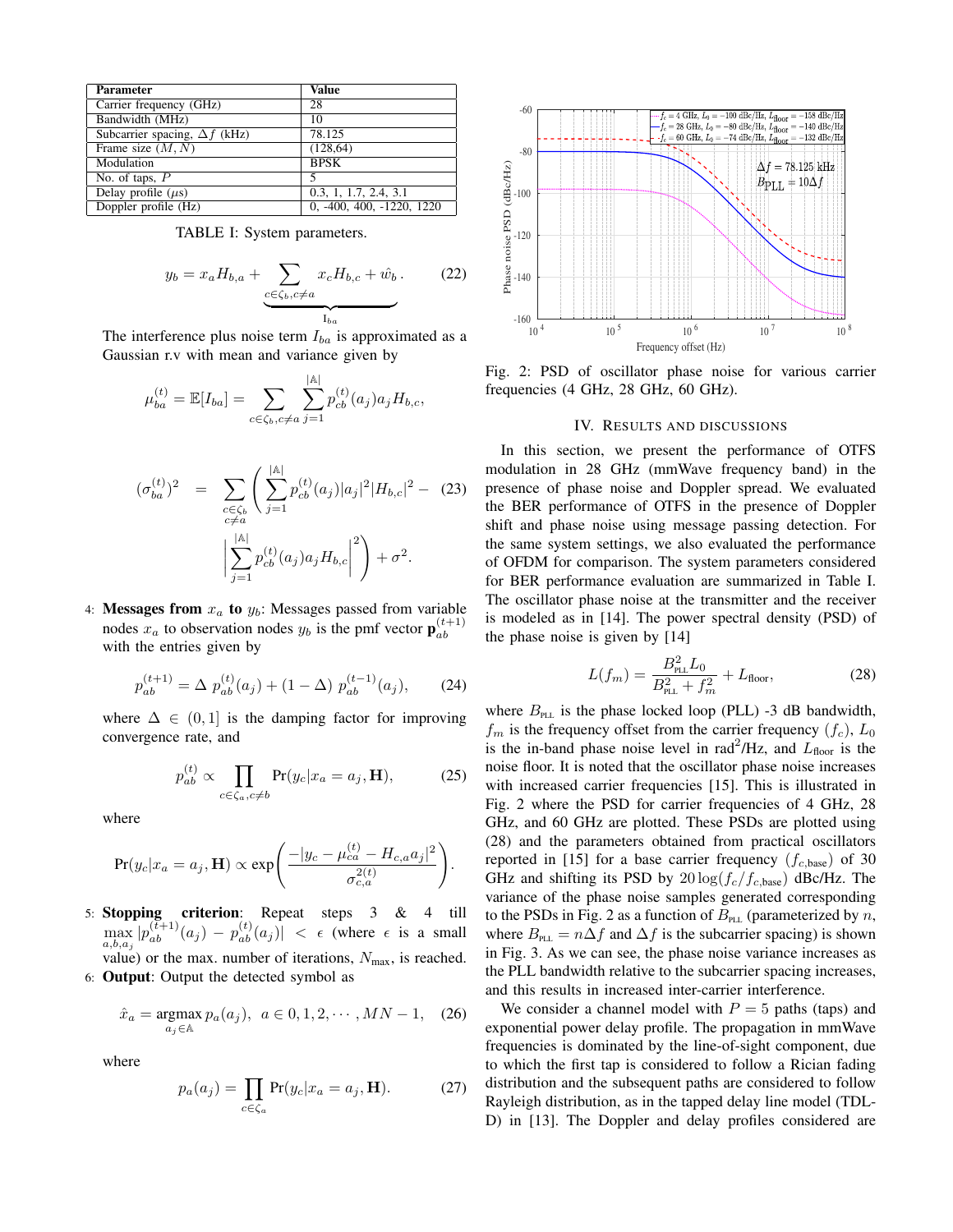| Parameter | Value |
|---|---|
| Carrier frequency (GHz) | 28 |
| Bandwidth (MHz) | 10 |
| Subcarrier spacing, $\Delta f$ (kHz) | 78.125 |
| Frame size $(M, N)$ | (128,64) |
| Modulation | BPSK |
| No. of taps, $P$ | 5 |
| Delay profile ($\mu$s) | 0.3, 1, 1.7, 2.4, 3.1 |
| Doppler profile (Hz) | 0, -400, 400, -1220, 1220 |

TABLE I: System parameters.

$$y_b = x_a H_{b,a} + \underbrace{\sum_{c \in \zeta_b, c \neq a} x_c H_{b,c} + \hat{w}_b}_{\mathrm{I}_{ba}}. \tag{22}$$

The interference plus noise term $I_{ba}$ is approximated as a Gaussian r.v with mean and variance given by

$$\mu_{ba}^{(t)} = \mathbb{E}[I_{ba}] = \sum_{c \in \zeta_b, c \neq a} \sum_{j=1}^{|\mathbb{A}|} p_{cb}^{(t)}(a_j) a_j H_{b,c},$$

$$(\sigma_{ba}^{(t)})^2 = \sum_{\substack{c \in \zeta_b \\ c \neq a}} \left( \sum_{j=1}^{|\mathbb{A}|} p_{cb}^{(t)}(a_j) |a_j|^2 |H_{b,c}|^2 - \left| \sum_{j=1}^{|\mathbb{A}|} p_{cb}^{(t)}(a_j) a_j H_{b,c} \right|^2 \right) + \sigma^2. \tag{23}$$

4: **Messages from** $x_a$ **to** $y_b$: Messages passed from variable nodes $x_a$ to observation nodes $y_b$ is the pmf vector $\mathbf{p}_{ab}^{(t+1)}$ with the entries given by

$$p_{ab}^{(t+1)} = \Delta \; p_{ab}^{(t)}(a_j) + (1 - \Delta) \; p_{ab}^{(t-1)}(a_j), \tag{24}$$

where $\Delta \in (0, 1]$ is the damping factor for improving convergence rate, and

$$p_{ab}^{(t)} \propto \prod_{c \in \zeta_a, c \neq b} \Pr(y_c | x_a = a_j, \mathbf{H}), \tag{25}$$

where

$$\Pr(y_c | x_a = a_j, \mathbf{H}) \propto \exp\left( \frac{-|y_c - \mu_{ca}^{(t)} - H_{c,a} a_j|^2}{\sigma_{c,a}^{2(t)}} \right).$$

5: **Stopping criterion**: Repeat steps 3 & 4 till $\max_{a,b,a_j} |p_{ab}^{(t+1)}(a_j) - p_{ab}^{(t)}(a_j)| < \epsilon$ (where $\epsilon$ is a small value) or the max. number of iterations, $N_{\max}$, is reached.

6: **Output**: Output the detected symbol as

$$\hat{x}_a = \operatorname*{argmax}_{a_j \in \mathbb{A}} p_a(a_j), \;\; a \in 0, 1, 2, \cdots, MN - 1, \tag{26}$$

where

$$p_a(a_j) = \prod_{c \in \zeta_a} \Pr(y_c | x_a = a_j, \mathbf{H}). \tag{27}$$

Fig. 2: PSD of oscillator phase noise for various carrier frequencies (4 GHz, 28 GHz, 60 GHz).

## IV. Results and Discussions

In this section, we present the performance of OTFS modulation in 28 GHz (mmWave frequency band) in the presence of phase noise and Doppler spread. We evaluated the BER performance of OTFS in the presence of Doppler shift and phase noise using message passing detection. For the same system settings, we also evaluated the performance of OFDM for comparison. The system parameters considered for BER performance evaluation are summarized in Table I. The oscillator phase noise at the transmitter and the receiver is modeled as in [14]. The power spectral density (PSD) of the phase noise is given by [14]

$$L(f_m) = \frac{B_{\text{PLL}}^2 L_0}{B_{\text{PLL}}^2 + f_m^2} + L_{\text{floor}}, \tag{28}$$

where $B_{\text{PLL}}$ is the phase locked loop (PLL) -3 dB bandwidth, $f_m$ is the frequency offset from the carrier frequency $(f_c)$, $L_0$ is the in-band phase noise level in rad$^2$/Hz, and $L_{\text{floor}}$ is the noise floor. It is noted that the oscillator phase noise increases with increased carrier frequencies [15]. This is illustrated in Fig. 2 where the PSD for carrier frequencies of 4 GHz, 28 GHz, and 60 GHz are plotted. These PSDs are plotted using (28) and the parameters obtained from practical oscillators reported in [15] for a base carrier frequency $(f_{c,\text{base}})$ of 30 GHz and shifting its PSD by $20 \log(f_c / f_{c,\text{base}})$ dBc/Hz. The variance of the phase noise samples generated corresponding to the PSDs in Fig. 2 as a function of $B_{\text{PLL}}$ (parameterized by $n$, where $B_{\text{PLL}} = n\Delta f$ and $\Delta f$ is the subcarrier spacing) is shown in Fig. 3. As we can see, the phase noise variance increases as the PLL bandwidth relative to the subcarrier spacing increases, and this results in increased inter-carrier interference.

We consider a channel model with $P = 5$ paths (taps) and exponential power delay profile. The propagation in mmWave frequencies is dominated by the line-of-sight component, due to which the first tap is considered to follow a Rician fading distribution and the subsequent paths are considered to follow Rayleigh distribution, as in the tapped delay line model (TDL-D) in [13]. The Doppler and delay profiles considered are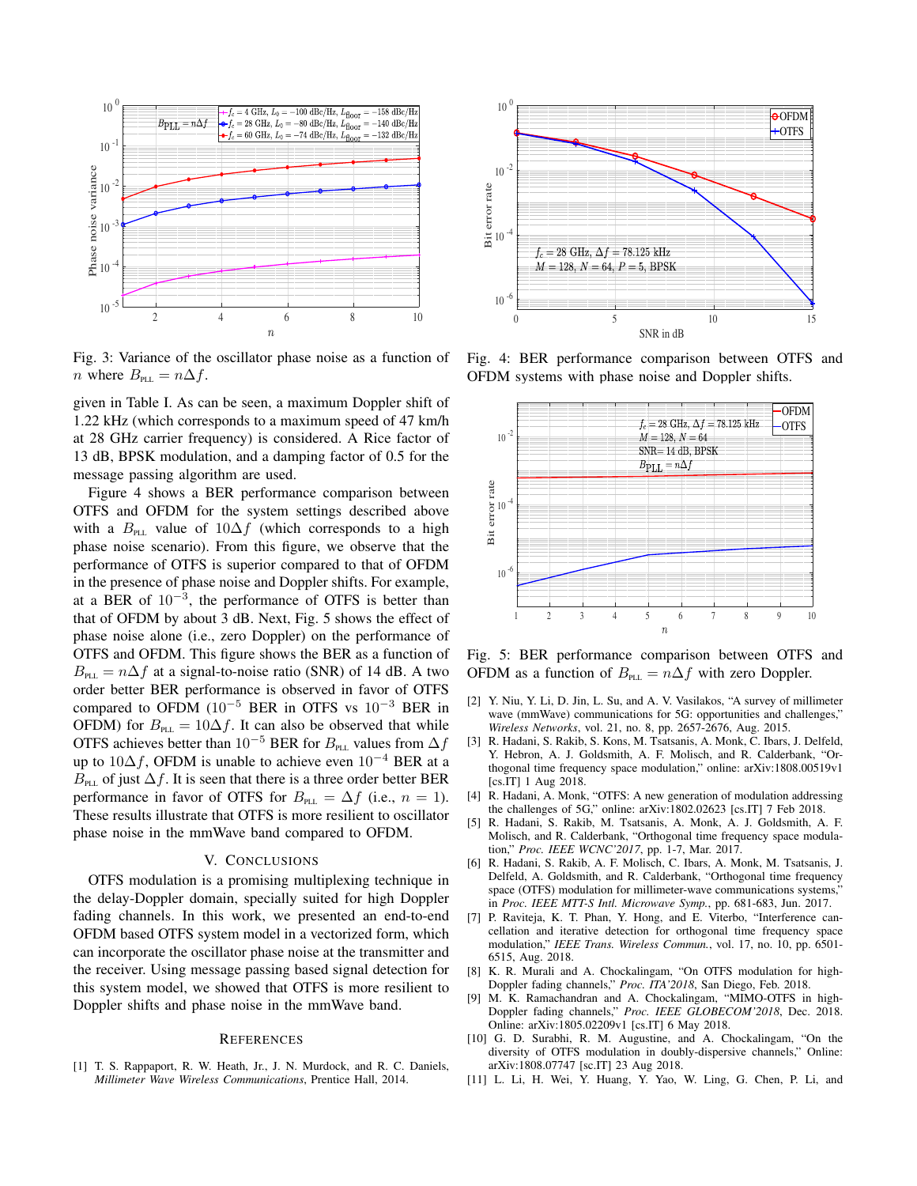Fig. 3: Variance of the oscillator phase noise as a function of $n$ where $B_{\text{PLL}} = n\Delta f$.

Fig. 4: BER performance comparison between OTFS and OFDM systems with phase noise and Doppler shifts.

Fig. 5: BER performance comparison between OTFS and OFDM as a function of $B_{\text{PLL}} = n\Delta f$ with zero Doppler.

given in Table I. As can be seen, a maximum Doppler shift of 1.22 kHz (which corresponds to a maximum speed of 47 km/h at 28 GHz carrier frequency) is considered. A Rice factor of 13 dB, BPSK modulation, and a damping factor of 0.5 for the message passing algorithm are used.

Figure 4 shows a BER performance comparison between OTFS and OFDM for the system settings described above with a $B_{\text{PLL}}$ value of $10\Delta f$ (which corresponds to a high phase noise scenario). From this figure, we observe that the performance of OTFS is superior compared to that of OFDM in the presence of phase noise and Doppler shifts. For example, at a BER of $10^{-3}$, the performance of OTFS is better than that of OFDM by about 3 dB. Next, Fig. 5 shows the effect of phase noise alone (i.e., zero Doppler) on the performance of OTFS and OFDM. This figure shows the BER as a function of $B_{\text{PLL}} = n\Delta f$ at a signal-to-noise ratio (SNR) of 14 dB. A two order better BER performance is observed in favor of OTFS compared to OFDM ($10^{-5}$ BER in OTFS vs $10^{-3}$ BER in OFDM) for $B_{\text{PLL}} = 10\Delta f$. It can also be observed that while OTFS achieves better than $10^{-5}$ BER for $B_{\text{PLL}}$ values from $\Delta f$ up to $10\Delta f$, OFDM is unable to achieve even $10^{-4}$ BER at a $B_{\text{PLL}}$ of just $\Delta f$. It is seen that there is a three order better BER performance in favor of OTFS for $B_{\text{PLL}} = \Delta f$ (i.e., $n = 1$). These results illustrate that OTFS is more resilient to oscillator phase noise in the mmWave band compared to OFDM.

## V. Conclusions

OTFS modulation is a promising multiplexing technique in the delay-Doppler domain, specially suited for high Doppler fading channels. In this work, we presented an end-to-end OFDM based OTFS system model in a vectorized form, which can incorporate the oscillator phase noise at the transmitter and the receiver. Using message passing based signal detection for this system model, we showed that OTFS is more resilient to Doppler shifts and phase noise in the mmWave band.

## References

[1] T. S. Rappaport, R. W. Heath, Jr., J. N. Murdock, and R. C. Daniels, *Millimeter Wave Wireless Communications*, Prentice Hall, 2014.

[2] Y. Niu, Y. Li, D. Jin, L. Su, and A. V. Vasilakos, "A survey of millimeter wave (mmWave) communications for 5G: opportunities and challenges," *Wireless Networks*, vol. 21, no. 8, pp. 2657-2676, Aug. 2015.

[3] R. Hadani, S. Rakib, S. Kons, M. Tsatsanis, A. Monk, C. Ibars, J. Delfeld, Y. Hebron, A. J. Goldsmith, A. F. Molisch, and R. Calderbank, "Orthogonal time frequency space modulation," online: arXiv:1808.00519v1 [cs.IT] 1 Aug 2018.

[4] R. Hadani, A. Monk, "OTFS: A new generation of modulation addressing the challenges of 5G," online: arXiv:1802.02623 [cs.IT] 7 Feb 2018.

[5] R. Hadani, S. Rakib, M. Tsatsanis, A. Monk, A. J. Goldsmith, A. F. Molisch, and R. Calderbank, "Orthogonal time frequency space modulation," *Proc. IEEE WCNC'2017*, pp. 1-7, Mar. 2017.

[6] R. Hadani, S. Rakib, A. F. Molisch, C. Ibars, A. Monk, M. Tsatsanis, J. Delfeld, A. Goldsmith, and R. Calderbank, "Orthogonal time frequency space (OTFS) modulation for millimeter-wave communications systems," in *Proc. IEEE MTT-S Intl. Microwave Symp.*, pp. 681-683, Jun. 2017.

[7] P. Raviteja, K. T. Phan, Y. Hong, and E. Viterbo, "Interference cancellation and iterative detection for orthogonal time frequency space modulation," *IEEE Trans. Wireless Commun.*, vol. 17, no. 10, pp. 6501-6515, Aug. 2018.

[8] K. R. Murali and A. Chockalingam, "On OTFS modulation for high-Doppler fading channels," *Proc. ITA'2018*, San Diego, Feb. 2018.

[9] M. K. Ramachandran and A. Chockalingam, "MIMO-OTFS in high-Doppler fading channels," *Proc. IEEE GLOBECOM'2018*, Dec. 2018. Online: arXiv:1805.02209v1 [cs.IT] 6 May 2018.

[10] G. D. Surabhi, R. M. Augustine, and A. Chockalingam, "On the diversity of OTFS modulation in doubly-dispersive channels," Online: arXiv:1808.07747 [sc.IT] 23 Aug 2018.

[11] L. Li, H. Wei, Y. Huang, Y. Yao, W. Ling, G. Chen, P. Li, and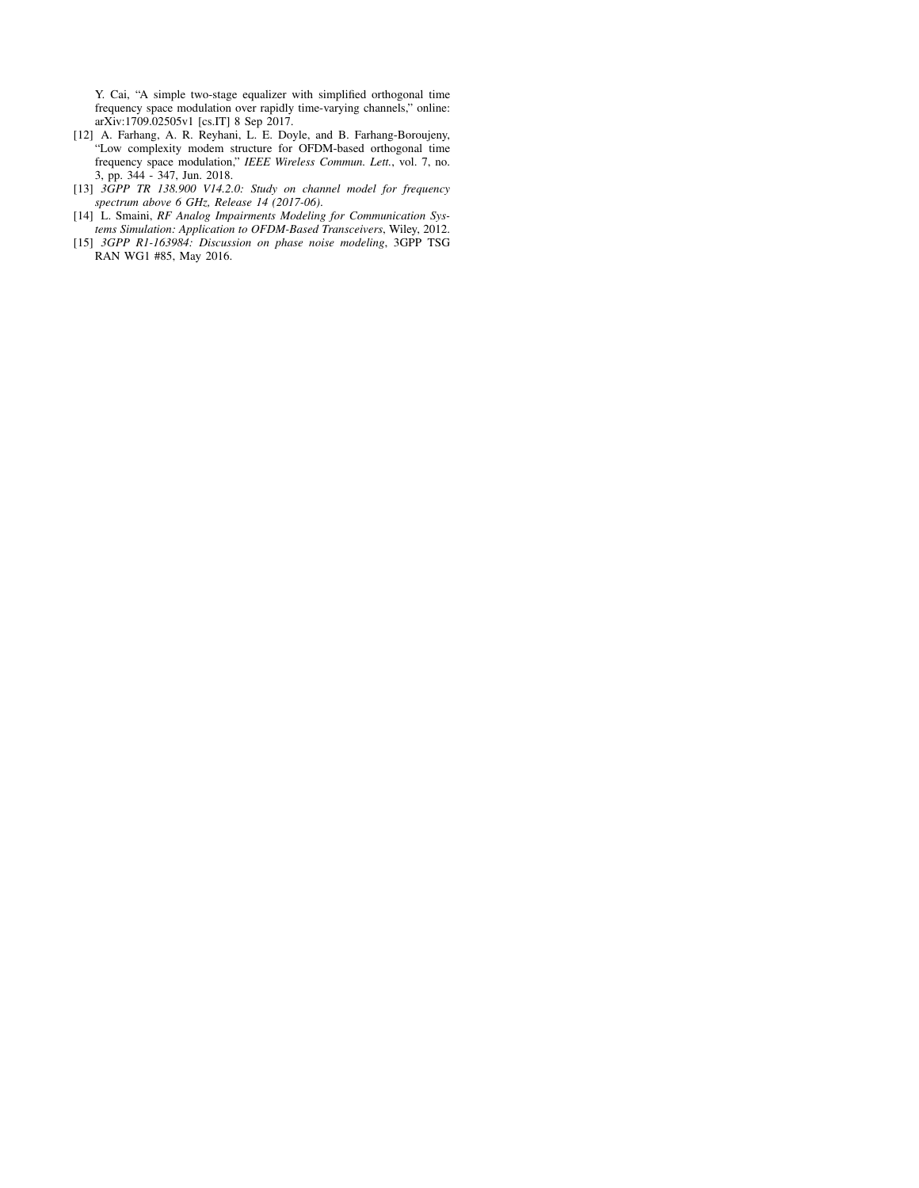Y. Cai, "A simple two-stage equalizer with simplified orthogonal time frequency space modulation over rapidly time-varying channels," online: arXiv:1709.02505v1 [cs.IT] 8 Sep 2017.

[12] A. Farhang, A. R. Reyhani, L. E. Doyle, and B. Farhang-Boroujeny, "Low complexity modem structure for OFDM-based orthogonal time frequency space modulation," *IEEE Wireless Commun. Lett.*, vol. 7, no. 3, pp. 344 - 347, Jun. 2018.

[13] *3GPP TR 138.900 V14.2.0: Study on channel model for frequency spectrum above 6 GHz, Release 14 (2017-06)*.

[14] L. Smaini, *RF Analog Impairments Modeling for Communication Systems Simulation: Application to OFDM-Based Transceivers*, Wiley, 2012.

[15] *3GPP R1-163984: Discussion on phase noise modeling*, 3GPP TSG RAN WG1 #85, May 2016.